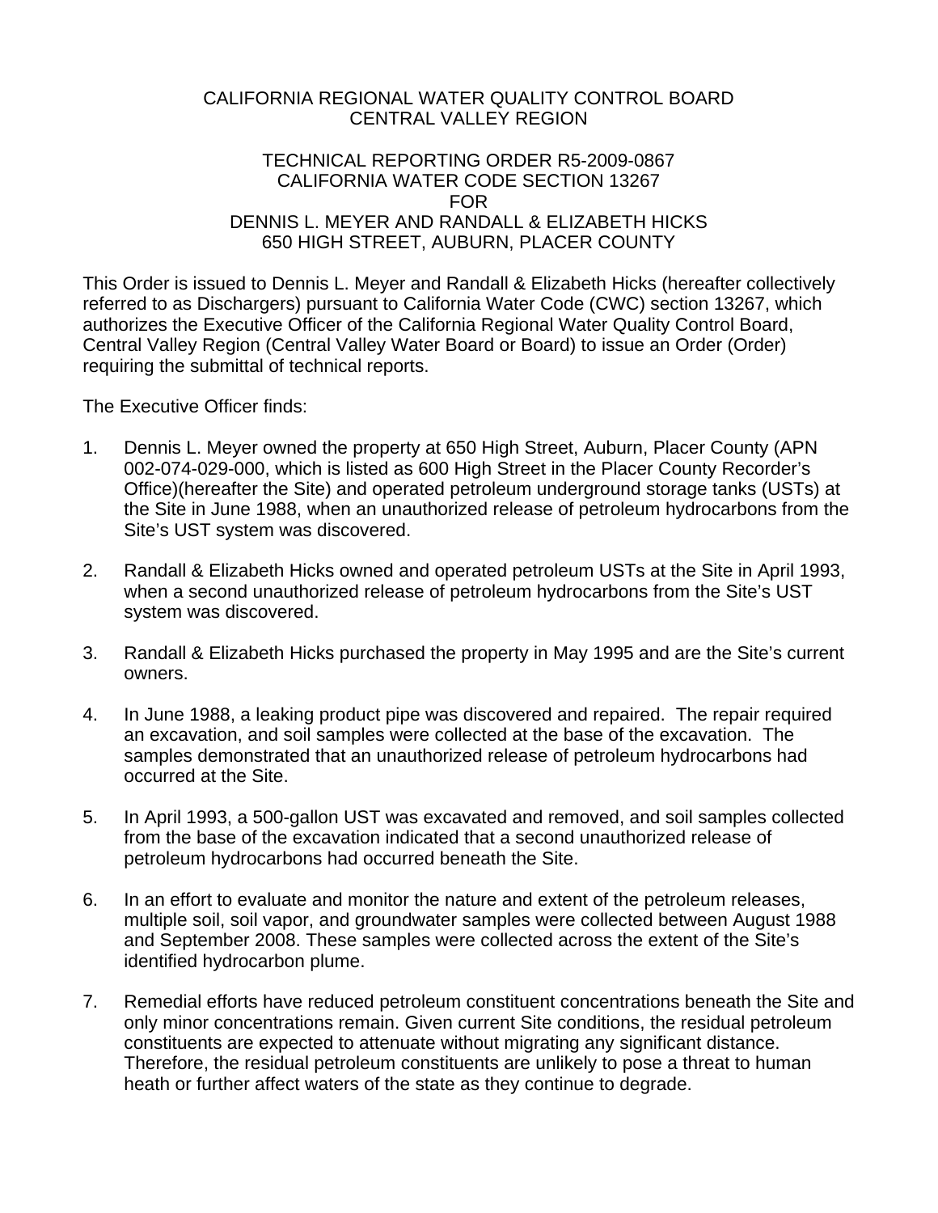CALIFORNIA REGIONAL WATER QUALITY CONTROL BOARD
CENTRAL VALLEY REGION

TECHNICAL REPORTING ORDER R5-2009-0867
CALIFORNIA WATER CODE SECTION 13267
FOR
DENNIS L. MEYER AND RANDALL & ELIZABETH HICKS
650 HIGH STREET, AUBURN, PLACER COUNTY

This Order is issued to Dennis L. Meyer and Randall & Elizabeth Hicks (hereafter collectively referred to as Dischargers) pursuant to California Water Code (CWC) section 13267, which authorizes the Executive Officer of the California Regional Water Quality Control Board, Central Valley Region (Central Valley Water Board or Board) to issue an Order (Order) requiring the submittal of technical reports.

The Executive Officer finds:

1. Dennis L. Meyer owned the property at 650 High Street, Auburn, Placer County (APN 002-074-029-000, which is listed as 600 High Street in the Placer County Recorder's Office)(hereafter the Site) and operated petroleum underground storage tanks (USTs) at the Site in June 1988, when an unauthorized release of petroleum hydrocarbons from the Site's UST system was discovered.

2. Randall & Elizabeth Hicks owned and operated petroleum USTs at the Site in April 1993, when a second unauthorized release of petroleum hydrocarbons from the Site's UST system was discovered.

3. Randall & Elizabeth Hicks purchased the property in May 1995 and are the Site's current owners.

4. In June 1988, a leaking product pipe was discovered and repaired. The repair required an excavation, and soil samples were collected at the base of the excavation. The samples demonstrated that an unauthorized release of petroleum hydrocarbons had occurred at the Site.

5. In April 1993, a 500-gallon UST was excavated and removed, and soil samples collected from the base of the excavation indicated that a second unauthorized release of petroleum hydrocarbons had occurred beneath the Site.

6. In an effort to evaluate and monitor the nature and extent of the petroleum releases, multiple soil, soil vapor, and groundwater samples were collected between August 1988 and September 2008. These samples were collected across the extent of the Site's identified hydrocarbon plume.

7. Remedial efforts have reduced petroleum constituent concentrations beneath the Site and only minor concentrations remain. Given current Site conditions, the residual petroleum constituents are expected to attenuate without migrating any significant distance. Therefore, the residual petroleum constituents are unlikely to pose a threat to human heath or further affect waters of the state as they continue to degrade.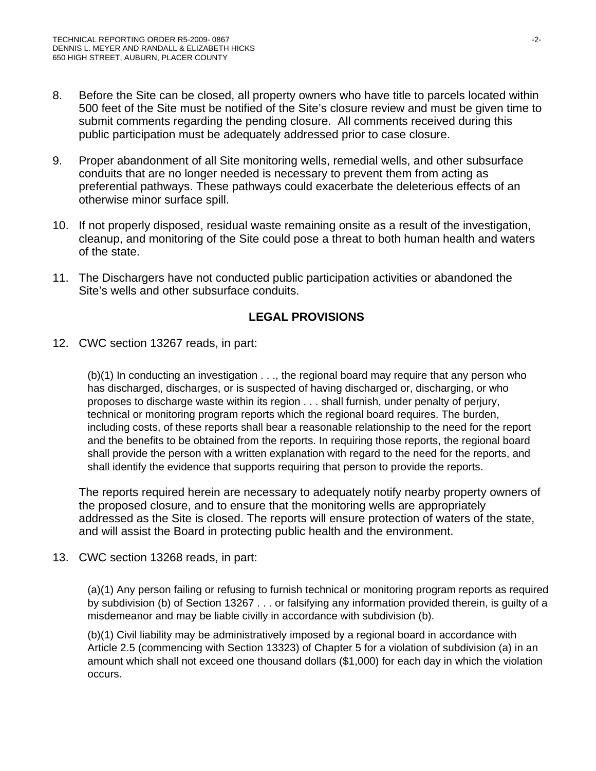8. Before the Site can be closed, all property owners who have title to parcels located within 500 feet of the Site must be notified of the Site's closure review and must be given time to submit comments regarding the pending closure. All comments received during this public participation must be adequately addressed prior to case closure.

9. Proper abandonment of all Site monitoring wells, remedial wells, and other subsurface conduits that are no longer needed is necessary to prevent them from acting as preferential pathways. These pathways could exacerbate the deleterious effects of an otherwise minor surface spill.

10. If not properly disposed, residual waste remaining onsite as a result of the investigation, cleanup, and monitoring of the Site could pose a threat to both human health and waters of the state.

11. The Dischargers have not conducted public participation activities or abandoned the Site's wells and other subsurface conduits.

## LEGAL PROVISIONS

12. CWC section 13267 reads, in part:

    > (b)(1) In conducting an investigation . . ., the regional board may require that any person who has discharged, discharges, or is suspected of having discharged or, discharging, or who proposes to discharge waste within its region . . . shall furnish, under penalty of perjury, technical or monitoring program reports which the regional board requires. The burden, including costs, of these reports shall bear a reasonable relationship to the need for the report and the benefits to be obtained from the reports. In requiring those reports, the regional board shall provide the person with a written explanation with regard to the need for the reports, and shall identify the evidence that supports requiring that person to provide the reports.

    The reports required herein are necessary to adequately notify nearby property owners of the proposed closure, and to ensure that the monitoring wells are appropriately addressed as the Site is closed. The reports will ensure protection of waters of the state, and will assist the Board in protecting public health and the environment.

13. CWC section 13268 reads, in part:

    > (a)(1) Any person failing or refusing to furnish technical or monitoring program reports as required by subdivision (b) of Section 13267 . . . or falsifying any information provided therein, is guilty of a misdemeanor and may be liable civilly in accordance with subdivision (b).
    >
    > (b)(1) Civil liability may be administratively imposed by a regional board in accordance with Article 2.5 (commencing with Section 13323) of Chapter 5 for a violation of subdivision (a) in an amount which shall not exceed one thousand dollars ($1,000) for each day in which the violation occurs.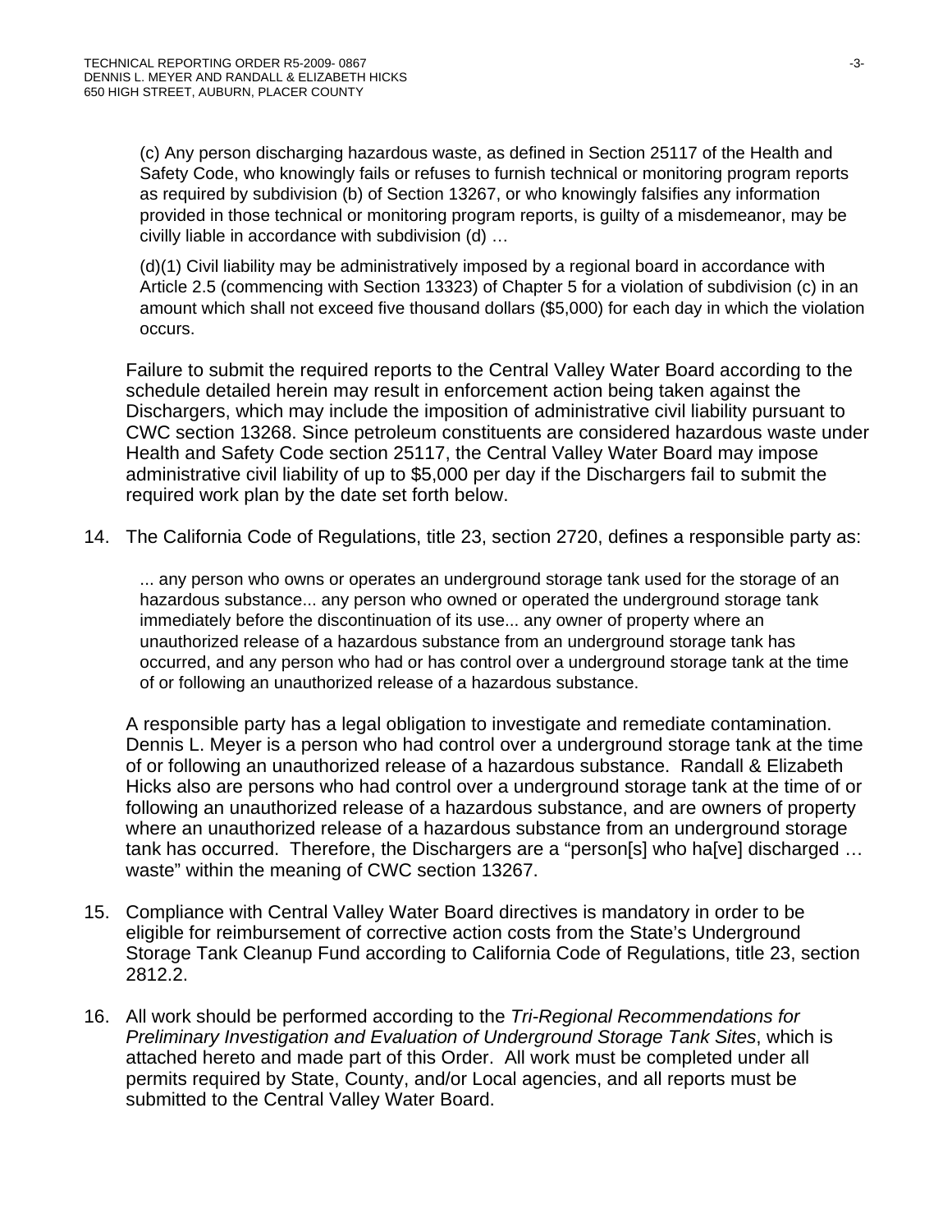(c) Any person discharging hazardous waste, as defined in Section 25117 of the Health and Safety Code, who knowingly fails or refuses to furnish technical or monitoring program reports as required by subdivision (b) of Section 13267, or who knowingly falsifies any information provided in those technical or monitoring program reports, is guilty of a misdemeanor, may be civilly liable in accordance with subdivision (d) …

(d)(1) Civil liability may be administratively imposed by a regional board in accordance with Article 2.5 (commencing with Section 13323) of Chapter 5 for a violation of subdivision (c) in an amount which shall not exceed five thousand dollars ($5,000) for each day in which the violation occurs.

Failure to submit the required reports to the Central Valley Water Board according to the schedule detailed herein may result in enforcement action being taken against the Dischargers, which may include the imposition of administrative civil liability pursuant to CWC section 13268. Since petroleum constituents are considered hazardous waste under Health and Safety Code section 25117, the Central Valley Water Board may impose administrative civil liability of up to $5,000 per day if the Dischargers fail to submit the required work plan by the date set forth below.

14. The California Code of Regulations, title 23, section 2720, defines a responsible party as:

... any person who owns or operates an underground storage tank used for the storage of an hazardous substance... any person who owned or operated the underground storage tank immediately before the discontinuation of its use... any owner of property where an unauthorized release of a hazardous substance from an underground storage tank has occurred, and any person who had or has control over a underground storage tank at the time of or following an unauthorized release of a hazardous substance.

A responsible party has a legal obligation to investigate and remediate contamination. Dennis L. Meyer is a person who had control over a underground storage tank at the time of or following an unauthorized release of a hazardous substance. Randall & Elizabeth Hicks also are persons who had control over a underground storage tank at the time of or following an unauthorized release of a hazardous substance, and are owners of property where an unauthorized release of a hazardous substance from an underground storage tank has occurred. Therefore, the Dischargers are a "person[s] who ha[ve] discharged … waste" within the meaning of CWC section 13267.

15. Compliance with Central Valley Water Board directives is mandatory in order to be eligible for reimbursement of corrective action costs from the State's Underground Storage Tank Cleanup Fund according to California Code of Regulations, title 23, section 2812.2.

16. All work should be performed according to the *Tri-Regional Recommendations for Preliminary Investigation and Evaluation of Underground Storage Tank Sites*, which is attached hereto and made part of this Order. All work must be completed under all permits required by State, County, and/or Local agencies, and all reports must be submitted to the Central Valley Water Board.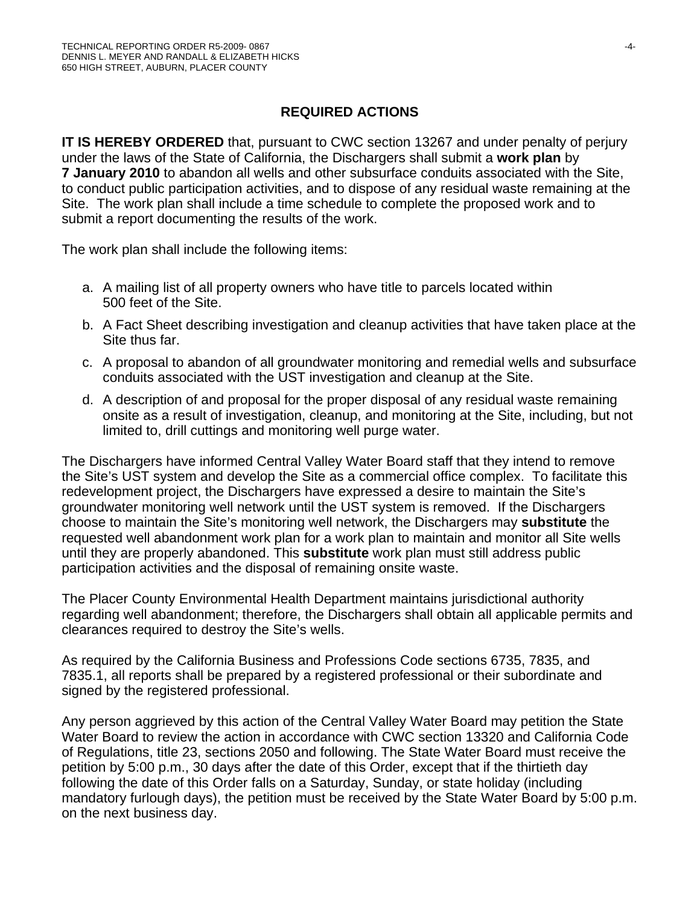## REQUIRED ACTIONS

**IT IS HEREBY ORDERED** that, pursuant to CWC section 13267 and under penalty of perjury under the laws of the State of California, the Dischargers shall submit a **work plan** by **7 January 2010** to abandon all wells and other subsurface conduits associated with the Site, to conduct public participation activities, and to dispose of any residual waste remaining at the Site. The work plan shall include a time schedule to complete the proposed work and to submit a report documenting the results of the work.

The work plan shall include the following items:

a. A mailing list of all property owners who have title to parcels located within 500 feet of the Site.

b. A Fact Sheet describing investigation and cleanup activities that have taken place at the Site thus far.

c. A proposal to abandon of all groundwater monitoring and remedial wells and subsurface conduits associated with the UST investigation and cleanup at the Site.

d. A description of and proposal for the proper disposal of any residual waste remaining onsite as a result of investigation, cleanup, and monitoring at the Site, including, but not limited to, drill cuttings and monitoring well purge water.

The Dischargers have informed Central Valley Water Board staff that they intend to remove the Site's UST system and develop the Site as a commercial office complex. To facilitate this redevelopment project, the Dischargers have expressed a desire to maintain the Site's groundwater monitoring well network until the UST system is removed. If the Dischargers choose to maintain the Site's monitoring well network, the Dischargers may **substitute** the requested well abandonment work plan for a work plan to maintain and monitor all Site wells until they are properly abandoned. This **substitute** work plan must still address public participation activities and the disposal of remaining onsite waste.

The Placer County Environmental Health Department maintains jurisdictional authority regarding well abandonment; therefore, the Dischargers shall obtain all applicable permits and clearances required to destroy the Site's wells.

As required by the California Business and Professions Code sections 6735, 7835, and 7835.1, all reports shall be prepared by a registered professional or their subordinate and signed by the registered professional.

Any person aggrieved by this action of the Central Valley Water Board may petition the State Water Board to review the action in accordance with CWC section 13320 and California Code of Regulations, title 23, sections 2050 and following. The State Water Board must receive the petition by 5:00 p.m., 30 days after the date of this Order, except that if the thirtieth day following the date of this Order falls on a Saturday, Sunday, or state holiday (including mandatory furlough days), the petition must be received by the State Water Board by 5:00 p.m. on the next business day.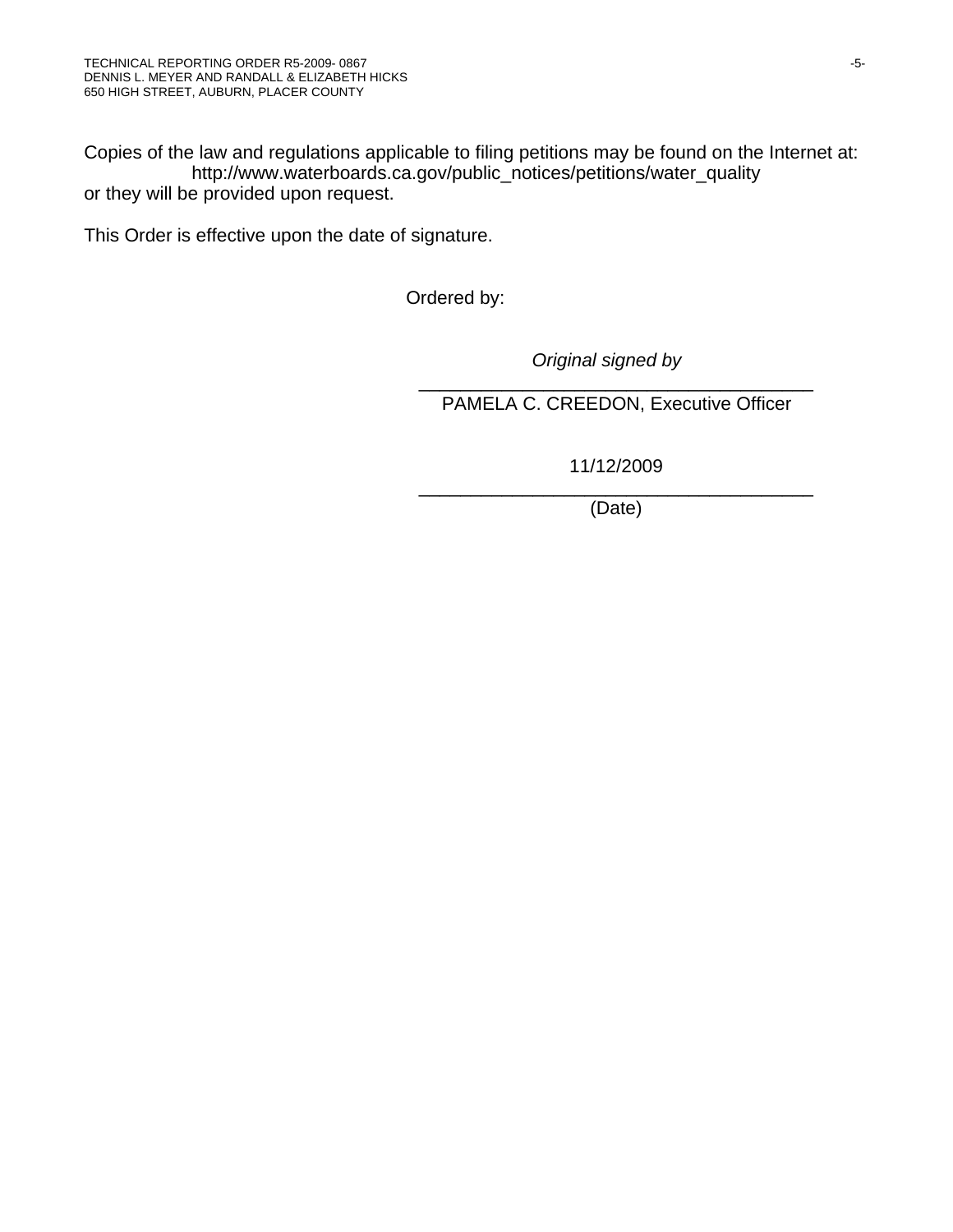Copies of the law and regulations applicable to filing petitions may be found on the Internet at:

http://www.waterboards.ca.gov/public_notices/petitions/water_quality

or they will be provided upon request.

This Order is effective upon the date of signature.

Ordered by:

*Original signed by*

\_\_\_\_\_\_\_\_\_\_\_\_\_\_\_\_\_\_\_\_\_\_\_\_\_\_\_\_\_\_\_\_\_\_\_\_\_\_\_\_

PAMELA C. CREEDON, Executive Officer

11/12/2009

\_\_\_\_\_\_\_\_\_\_\_\_\_\_\_\_\_\_\_\_\_\_\_\_\_\_\_\_\_\_\_\_\_\_\_\_\_\_\_\_

(Date)